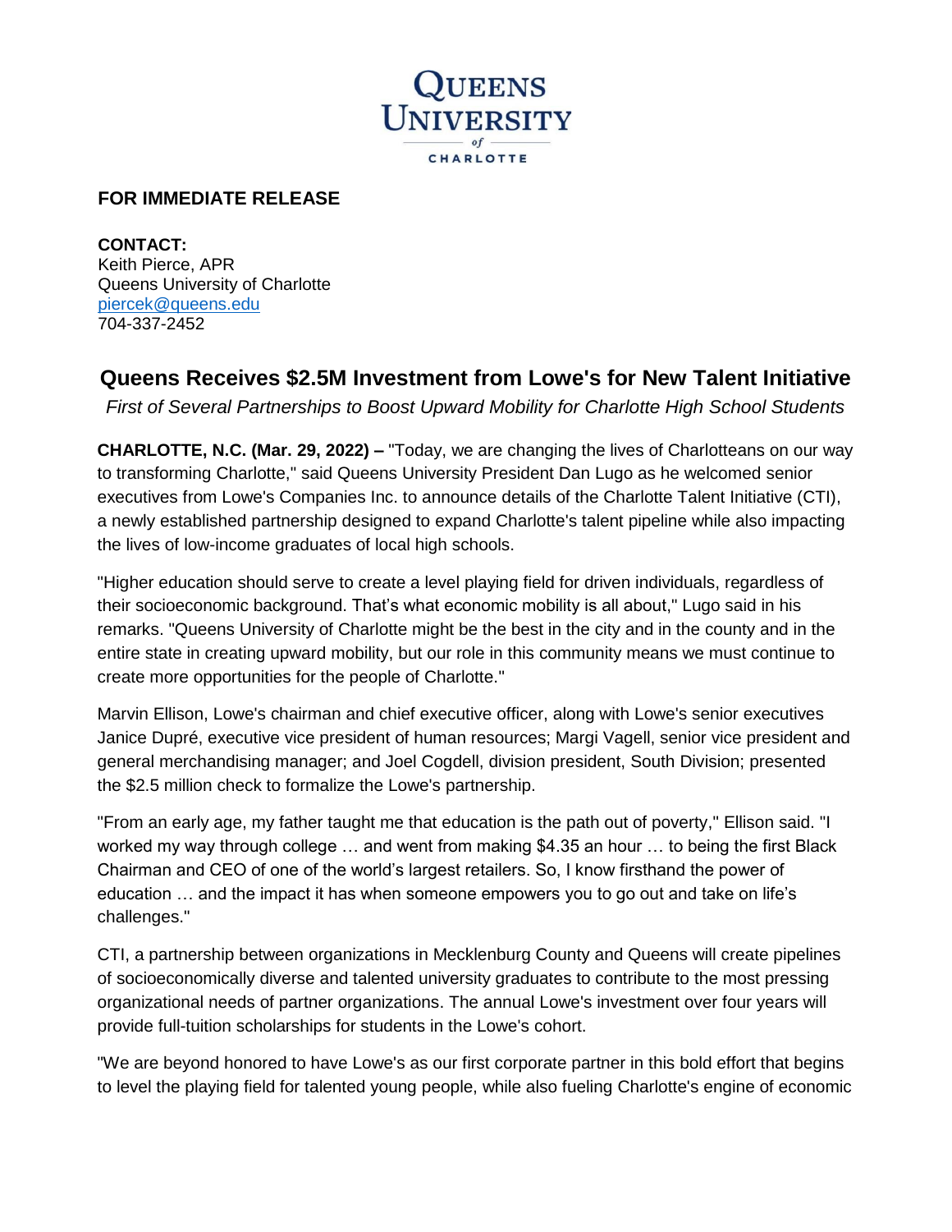QUEENS UNIVERSITY of CHARLOTTE

**FOR IMMEDIATE RELEASE**

**CONTACT:**
Keith Pierce, APR
Queens University of Charlotte
piercek@queens.edu
704-337-2452

## Queens Receives $2.5M Investment from Lowe's for New Talent Initiative

*First of Several Partnerships to Boost Upward Mobility for Charlotte High School Students*

**CHARLOTTE, N.C. (Mar. 29, 2022) –** "Today, we are changing the lives of Charlotteans on our way to transforming Charlotte," said Queens University President Dan Lugo as he welcomed senior executives from Lowe's Companies Inc. to announce details of the Charlotte Talent Initiative (CTI), a newly established partnership designed to expand Charlotte's talent pipeline while also impacting the lives of low-income graduates of local high schools.

"Higher education should serve to create a level playing field for driven individuals, regardless of their socioeconomic background. That's what economic mobility is all about," Lugo said in his remarks. "Queens University of Charlotte might be the best in the city and in the county and in the entire state in creating upward mobility, but our role in this community means we must continue to create more opportunities for the people of Charlotte."

Marvin Ellison, Lowe's chairman and chief executive officer, along with Lowe's senior executives Janice Dupré, executive vice president of human resources; Margi Vagell, senior vice president and general merchandising manager; and Joel Cogdell, division president, South Division; presented the $2.5 million check to formalize the Lowe's partnership.

"From an early age, my father taught me that education is the path out of poverty," Ellison said. "I worked my way through college … and went from making $4.35 an hour … to being the first Black Chairman and CEO of one of the world's largest retailers. So, I know firsthand the power of education … and the impact it has when someone empowers you to go out and take on life's challenges."

CTI, a partnership between organizations in Mecklenburg County and Queens will create pipelines of socioeconomically diverse and talented university graduates to contribute to the most pressing organizational needs of partner organizations. The annual Lowe's investment over four years will provide full-tuition scholarships for students in the Lowe's cohort.

"We are beyond honored to have Lowe's as our first corporate partner in this bold effort that begins to level the playing field for talented young people, while also fueling Charlotte's engine of economic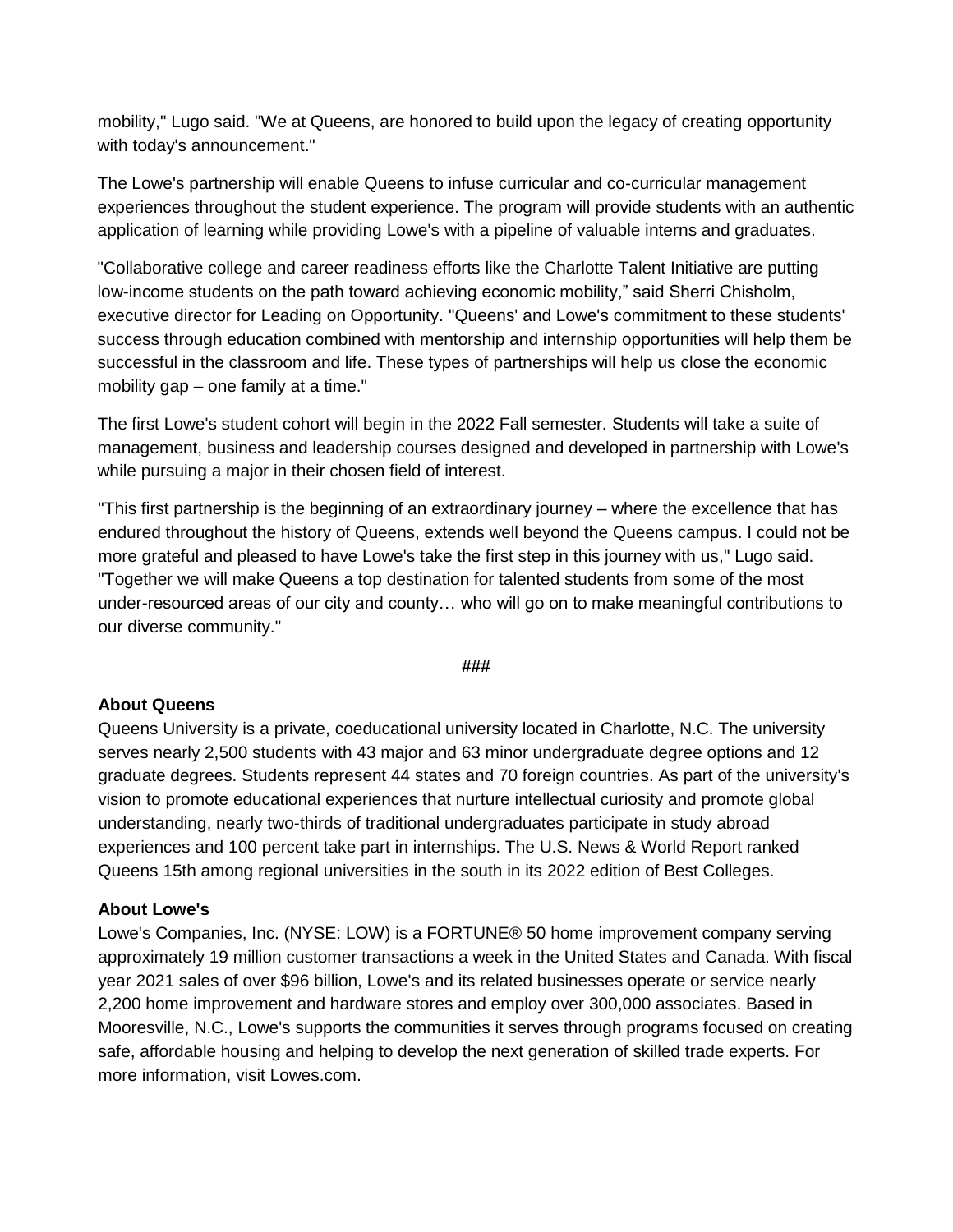mobility," Lugo said. "We at Queens, are honored to build upon the legacy of creating opportunity with today's announcement."

The Lowe's partnership will enable Queens to infuse curricular and co-curricular management experiences throughout the student experience. The program will provide students with an authentic application of learning while providing Lowe's with a pipeline of valuable interns and graduates.

"Collaborative college and career readiness efforts like the Charlotte Talent Initiative are putting low-income students on the path toward achieving economic mobility," said Sherri Chisholm, executive director for Leading on Opportunity. "Queens' and Lowe's commitment to these students' success through education combined with mentorship and internship opportunities will help them be successful in the classroom and life. These types of partnerships will help us close the economic mobility gap – one family at a time."

The first Lowe's student cohort will begin in the 2022 Fall semester. Students will take a suite of management, business and leadership courses designed and developed in partnership with Lowe's while pursuing a major in their chosen field of interest.

"This first partnership is the beginning of an extraordinary journey – where the excellence that has endured throughout the history of Queens, extends well beyond the Queens campus. I could not be more grateful and pleased to have Lowe's take the first step in this journey with us," Lugo said. "Together we will make Queens a top destination for talented students from some of the most under-resourced areas of our city and county… who will go on to make meaningful contributions to our diverse community."

###

**About Queens**

Queens University is a private, coeducational university located in Charlotte, N.C. The university serves nearly 2,500 students with 43 major and 63 minor undergraduate degree options and 12 graduate degrees. Students represent 44 states and 70 foreign countries. As part of the university's vision to promote educational experiences that nurture intellectual curiosity and promote global understanding, nearly two-thirds of traditional undergraduates participate in study abroad experiences and 100 percent take part in internships. The U.S. News & World Report ranked Queens 15th among regional universities in the south in its 2022 edition of Best Colleges.

**About Lowe's**

Lowe's Companies, Inc. (NYSE: LOW) is a FORTUNE® 50 home improvement company serving approximately 19 million customer transactions a week in the United States and Canada. With fiscal year 2021 sales of over $96 billion, Lowe's and its related businesses operate or service nearly 2,200 home improvement and hardware stores and employ over 300,000 associates. Based in Mooresville, N.C., Lowe's supports the communities it serves through programs focused on creating safe, affordable housing and helping to develop the next generation of skilled trade experts. For more information, visit Lowes.com.